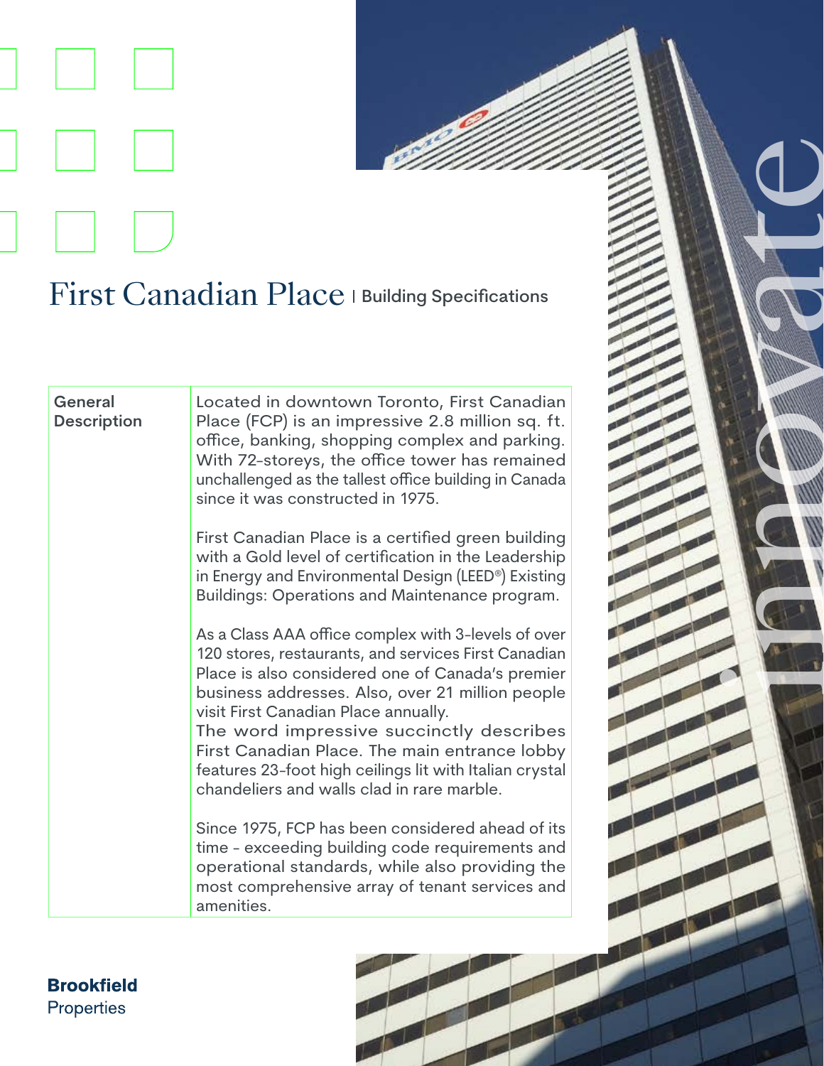# First Canadian Place | Building Specifications

| General Description | Located in downtown Toronto, First Canadian Place (FCP) is an impressive 2.8 million sq. ft. office, banking, shopping complex and parking. With 72-storeys, the office tower has remained unchallenged as the tallest office building in Canada since it was constructed in 1975.<br><br>First Canadian Place is a certified green building with a Gold level of certification in the Leadership in Energy and Environmental Design (LEED®) Existing Buildings: Operations and Maintenance program.<br><br>As a Class AAA office complex with 3-levels of over 120 stores, restaurants, and services First Canadian Place is also considered one of Canada's premier business addresses. Also, over 21 million people visit First Canadian Place annually.<br>The word impressive succinctly describes First Canadian Place. The main entrance lobby features 23-foot high ceilings lit with Italian crystal chandeliers and walls clad in rare marble.<br><br>Since 1975, FCP has been considered ahead of its time - exceeding building code requirements and operational standards, while also providing the most comprehensive array of tenant services and amenities. |
|---|---|

**Brookfield** Properties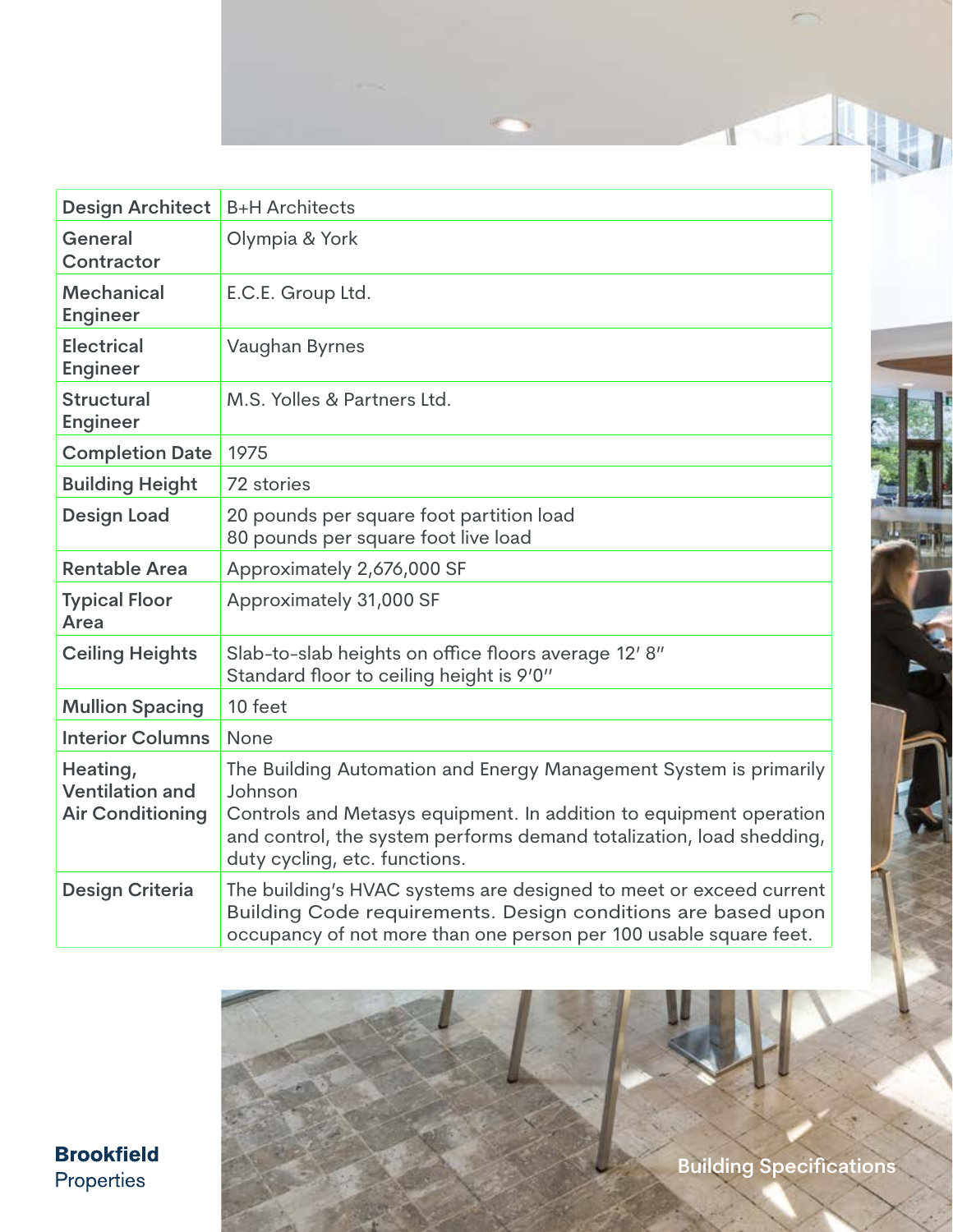| Design Architect | B+H Architects |
| --- | --- |
| General Contractor | Olympia & York |
| Mechanical Engineer | E.C.E. Group Ltd. |
| Electrical Engineer | Vaughan Byrnes |
| Structural Engineer | M.S. Yolles & Partners Ltd. |
| Completion Date | 1975 |
| Building Height | 72 stories |
| Design Load | 20 pounds per square foot partition load<br>80 pounds per square foot live load |
| Rentable Area | Approximately 2,676,000 SF |
| Typical Floor Area | Approximately 31,000 SF |
| Ceiling Heights | Slab-to-slab heights on office floors average 12′ 8″<br>Standard floor to ceiling height is 9′0″ |
| Mullion Spacing | 10 feet |
| Interior Columns | None |
| Heating, Ventilation and Air Conditioning | The Building Automation and Energy Management System is primarily Johnson<br>Controls and Metasys equipment. In addition to equipment operation and control, the system performs demand totalization, load shedding, duty cycling, etc. functions. |
| Design Criteria | The building's HVAC systems are designed to meet or exceed current Building Code requirements. Design conditions are based upon occupancy of not more than one person per 100 usable square feet. |

**Brookfield**
Properties

Building Specifications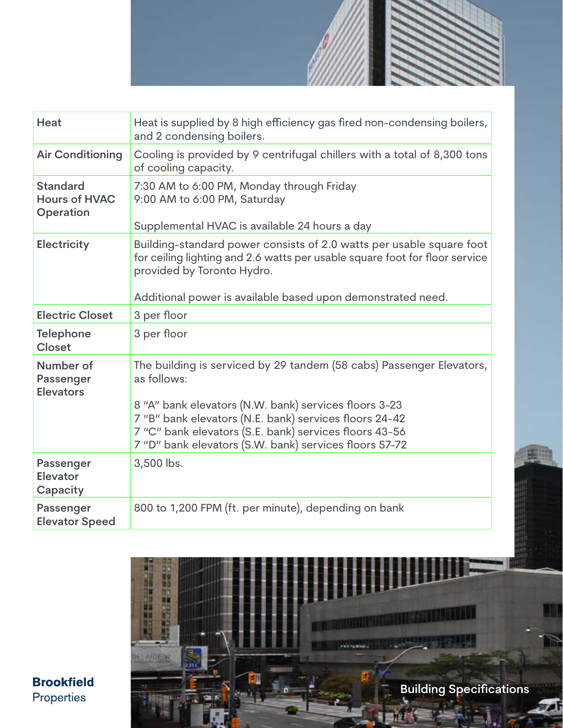## Building Specifications

| | |
|---|---|
| Heat | Heat is supplied by 8 high efficiency gas fired non-condensing boilers, and 2 condensing boilers. |
| Air Conditioning | Cooling is provided by 9 centrifugal chillers with a total of 8,300 tons of cooling capacity. |
| Standard Hours of HVAC Operation | 7:30 AM to 6:00 PM, Monday through Friday<br>9:00 AM to 6:00 PM, Saturday<br><br>Supplemental HVAC is available 24 hours a day |
| Electricity | Building-standard power consists of 2.0 watts per usable square foot for ceiling lighting and 2.6 watts per usable square foot for floor service provided by Toronto Hydro.<br><br>Additional power is available based upon demonstrated need. |
| Electric Closet | 3 per floor |
| Telephone Closet | 3 per floor |
| Number of Passenger Elevators | The building is serviced by 29 tandem (58 cabs) Passenger Elevators, as follows:<br><br>8 "A" bank elevators (N.W. bank) services floors 3-23<br>7 "B" bank elevators (N.E. bank) services floors 24-42<br>7 "C" bank elevators (S.E. bank) services floors 43-56<br>7 "D" bank elevators (S.W. bank) services floors 57-72 |
| Passenger Elevator Capacity | 3,500 lbs. |
| Passenger Elevator Speed | 800 to 1,200 FPM (ft. per minute), depending on bank |

**Brookfield**
Properties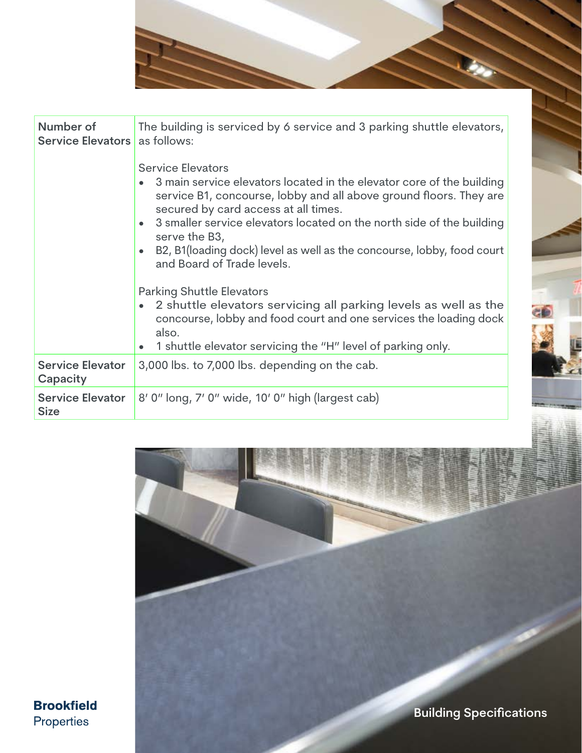| Number of Service Elevators | The building is serviced by 6 service and 3 parking shuttle elevators, as follows:<br><br>Service Elevators<br>• 3 main service elevators located in the elevator core of the building service B1, concourse, lobby and all above ground floors. They are secured by card access at all times.<br>• 3 smaller service elevators located on the north side of the building serve the B3,<br>• B2, B1(loading dock) level as well as the concourse, lobby, food court and Board of Trade levels.<br><br>Parking Shuttle Elevators<br>• 2 shuttle elevators servicing all parking levels as well as the concourse, lobby and food court and one services the loading dock also.<br>• 1 shuttle elevator servicing the "H" level of parking only. |
|---|---|
| Service Elevator Capacity | 3,000 lbs. to 7,000 lbs. depending on the cab. |
| Service Elevator Size | 8′ 0″ long, 7′ 0″ wide, 10′ 0″ high (largest cab) |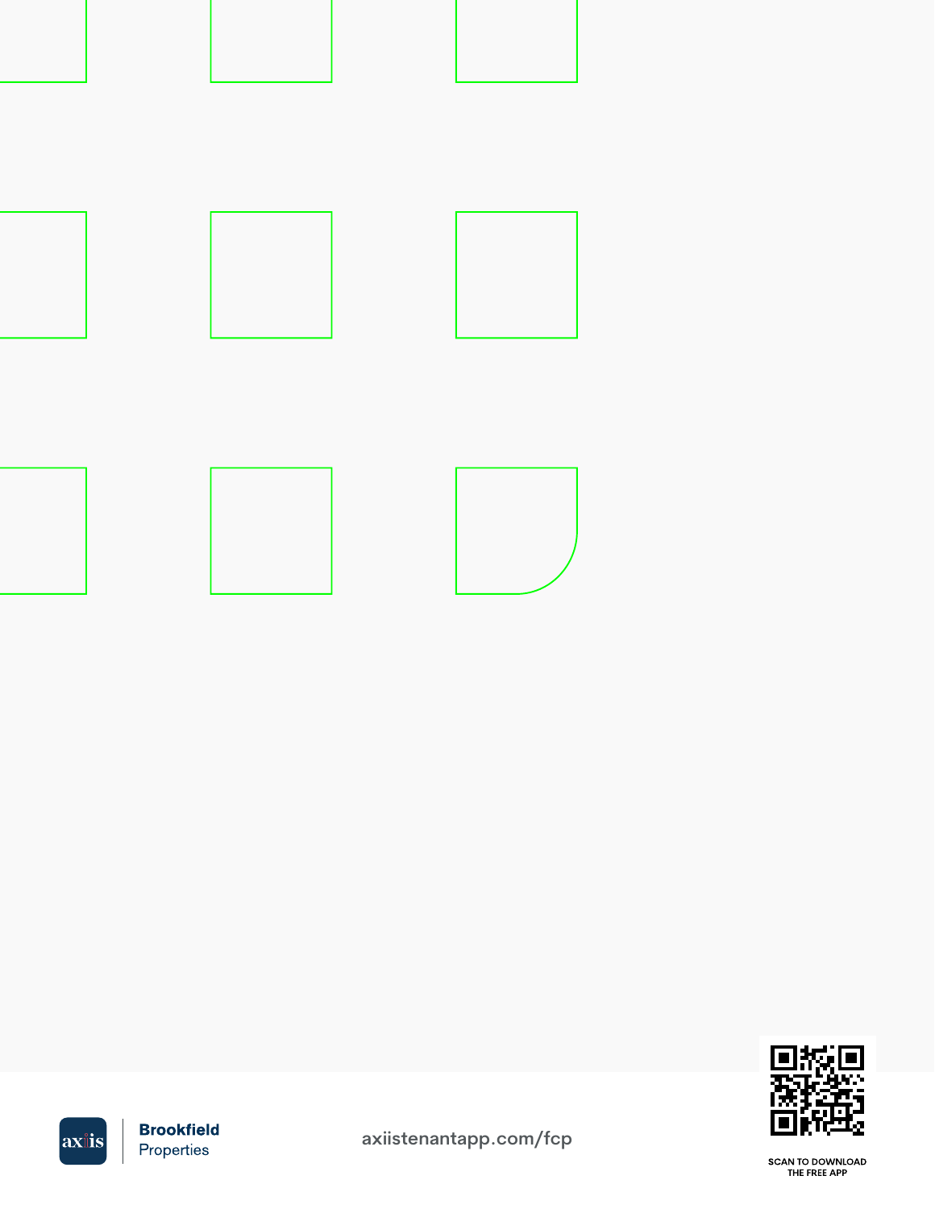axiis

**Brookfield**
Properties

axiistenantapp.com/fcp

SCAN TO DOWNLOAD
THE FREE APP